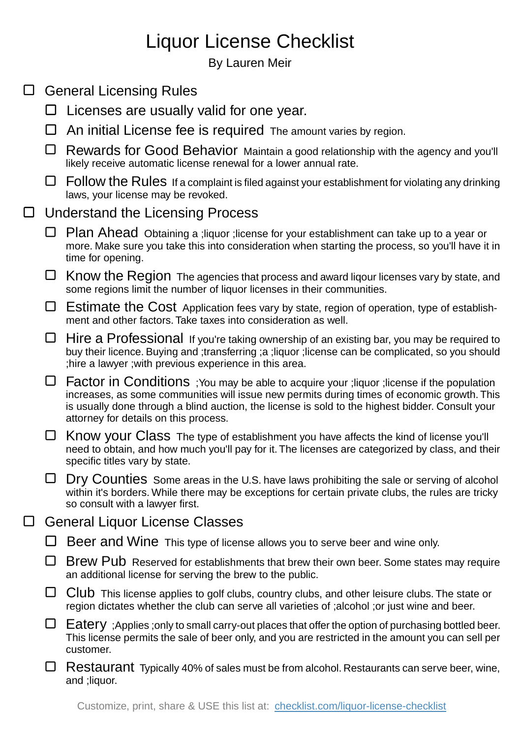# Liquor License Checklist

By Lauren Meir

- [ ] General Licensing Rules
  - [ ] Licenses are usually valid for one year.
  - [ ] An initial License fee is required The amount varies by region.
  - [ ] Rewards for Good Behavior Maintain a good relationship with the agency and you'll likely receive automatic license renewal for a lower annual rate.
  - [ ] Follow the Rules If a complaint is filed against your establishment for violating any drinking laws, your license may be revoked.
- [ ] Understand the Licensing Process
  - [ ] Plan Ahead Obtaining a ;liquor ;license for your establishment can take up to a year or more. Make sure you take this into consideration when starting the process, so you'll have it in time for opening.
  - [ ] Know the Region The agencies that process and award liqour licenses vary by state, and some regions limit the number of liquor licenses in their communities.
  - [ ] Estimate the Cost Application fees vary by state, region of operation, type of establish-ment and other factors. Take taxes into consideration as well.
  - [ ] Hire a Professional If you're taking ownership of an existing bar, you may be required to buy their licence. Buying and ;transferring ;a ;liquor ;license can be complicated, so you should ;hire a lawyer ;with previous experience in this area.
  - [ ] Factor in Conditions ;You may be able to acquire your ;liquor ;license if the population increases, as some communities will issue new permits during times of economic growth. This is usually done through a blind auction, the license is sold to the highest bidder. Consult your attorney for details on this process.
  - [ ] Know your Class The type of establishment you have affects the kind of license you'll need to obtain, and how much you'll pay for it. The licenses are categorized by class, and their specific titles vary by state.
  - [ ] Dry Counties Some areas in the U.S. have laws prohibiting the sale or serving of alcohol within it's borders. While there may be exceptions for certain private clubs, the rules are tricky so consult with a lawyer first.
- [ ] General Liquor License Classes
  - [ ] Beer and Wine This type of license allows you to serve beer and wine only.
  - [ ] Brew Pub Reserved for establishments that brew their own beer. Some states may require an additional license for serving the brew to the public.
  - [ ] Club This license applies to golf clubs, country clubs, and other leisure clubs. The state or region dictates whether the club can serve all varieties of ;alcohol ;or just wine and beer.
  - [ ] Eatery ;Applies ;only to small carry-out places that offer the option of purchasing bottled beer. This license permits the sale of beer only, and you are restricted in the amount you can sell per customer.
  - [ ] Restaurant Typically 40% of sales must be from alcohol. Restaurants can serve beer, wine, and ;liquor.

Customize, print, share & USE this list at: [checklist.com/liquor-license-checklist](checklist.com/liquor-license-checklist)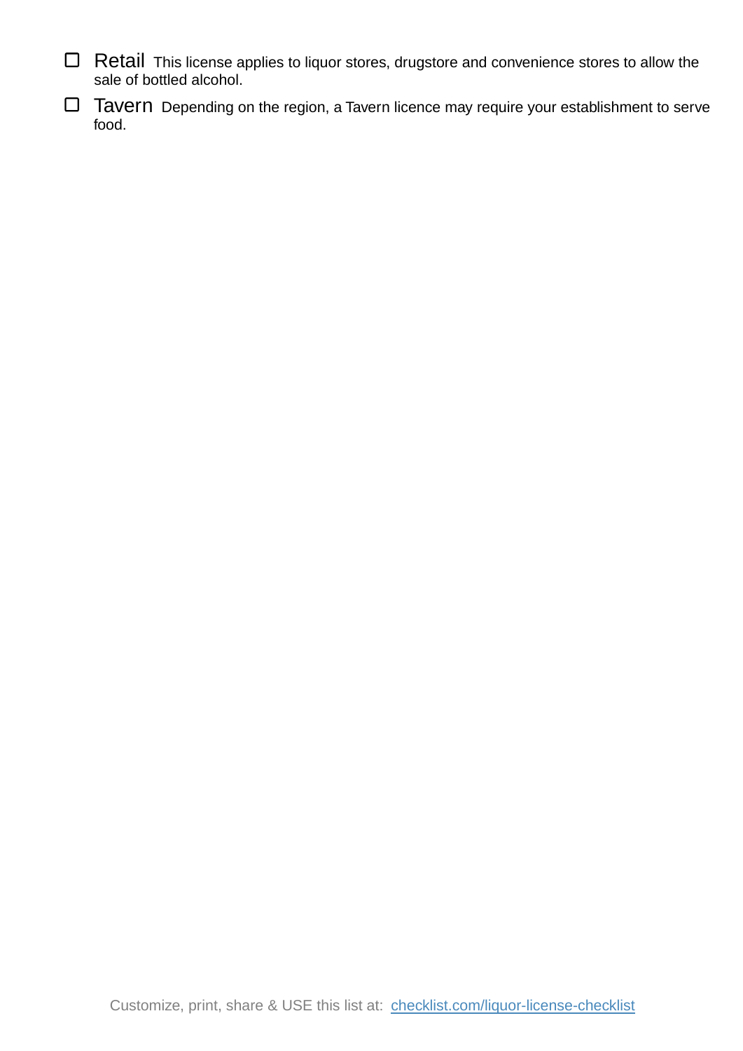- [ ] Retail This license applies to liquor stores, drugstore and convenience stores to allow the sale of bottled alcohol.
- [ ] Tavern Depending on the region, a Tavern licence may require your establishment to serve food.

Customize, print, share & USE this list at: [checklist.com/liquor-license-checklist](checklist.com/liquor-license-checklist)